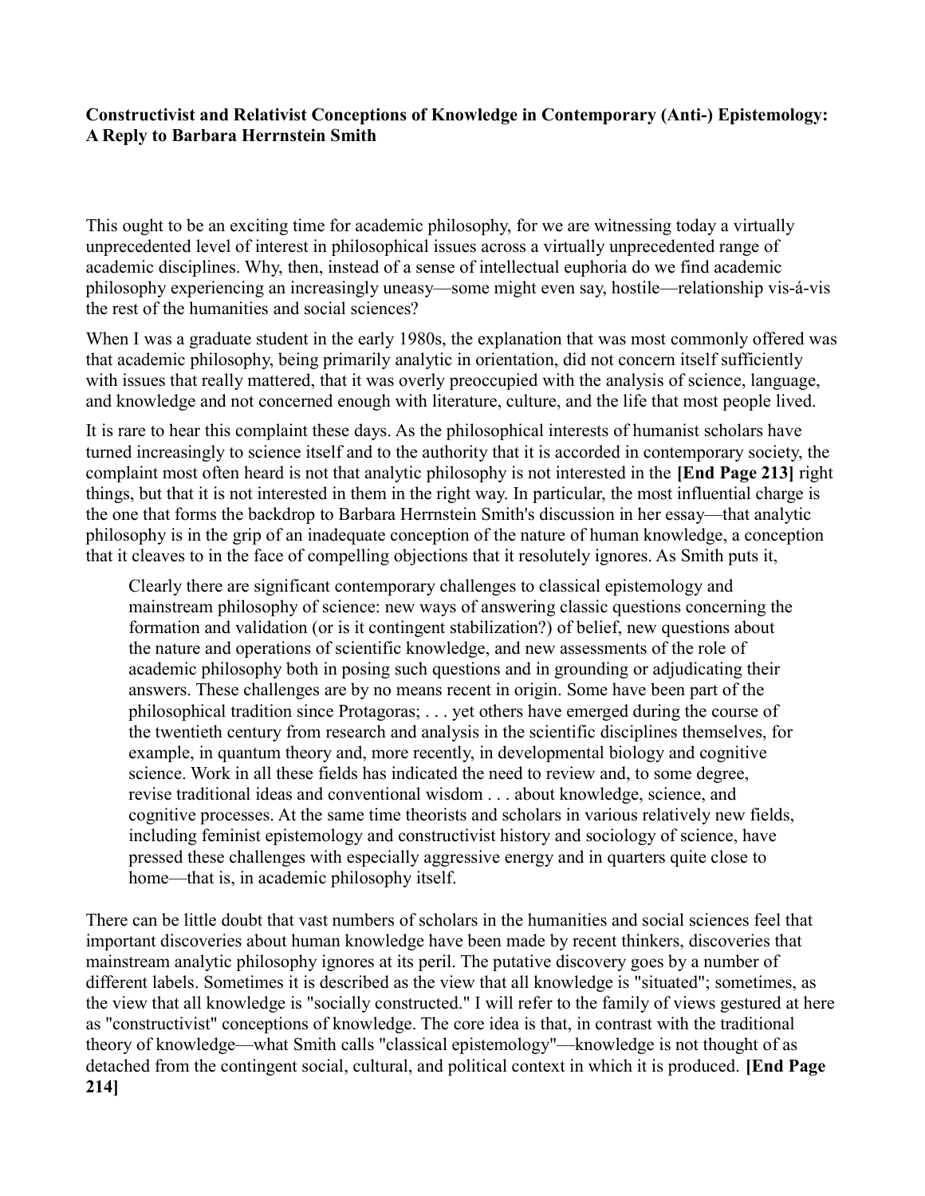**Constructivist and Relativist Conceptions of Knowledge in Contemporary (Anti-) Epistemology: A Reply to Barbara Herrnstein Smith**

This ought to be an exciting time for academic philosophy, for we are witnessing today a virtually unprecedented level of interest in philosophical issues across a virtually unprecedented range of academic disciplines. Why, then, instead of a sense of intellectual euphoria do we find academic philosophy experiencing an increasingly uneasy—some might even say, hostile—relationship vis-á-vis the rest of the humanities and social sciences?

When I was a graduate student in the early 1980s, the explanation that was most commonly offered was that academic philosophy, being primarily analytic in orientation, did not concern itself sufficiently with issues that really mattered, that it was overly preoccupied with the analysis of science, language, and knowledge and not concerned enough with literature, culture, and the life that most people lived.

It is rare to hear this complaint these days. As the philosophical interests of humanist scholars have turned increasingly to science itself and to the authority that it is accorded in contemporary society, the complaint most often heard is not that analytic philosophy is not interested in the **[End Page 213]** right things, but that it is not interested in them in the right way. In particular, the most influential charge is the one that forms the backdrop to Barbara Herrnstein Smith's discussion in her essay—that analytic philosophy is in the grip of an inadequate conception of the nature of human knowledge, a conception that it cleaves to in the face of compelling objections that it resolutely ignores. As Smith puts it,

> Clearly there are significant contemporary challenges to classical epistemology and mainstream philosophy of science: new ways of answering classic questions concerning the formation and validation (or is it contingent stabilization?) of belief, new questions about the nature and operations of scientific knowledge, and new assessments of the role of academic philosophy both in posing such questions and in grounding or adjudicating their answers. These challenges are by no means recent in origin. Some have been part of the philosophical tradition since Protagoras; . . . yet others have emerged during the course of the twentieth century from research and analysis in the scientific disciplines themselves, for example, in quantum theory and, more recently, in developmental biology and cognitive science. Work in all these fields has indicated the need to review and, to some degree, revise traditional ideas and conventional wisdom . . . about knowledge, science, and cognitive processes. At the same time theorists and scholars in various relatively new fields, including feminist epistemology and constructivist history and sociology of science, have pressed these challenges with especially aggressive energy and in quarters quite close to home—that is, in academic philosophy itself.

There can be little doubt that vast numbers of scholars in the humanities and social sciences feel that important discoveries about human knowledge have been made by recent thinkers, discoveries that mainstream analytic philosophy ignores at its peril. The putative discovery goes by a number of different labels. Sometimes it is described as the view that all knowledge is "situated"; sometimes, as the view that all knowledge is "socially constructed." I will refer to the family of views gestured at here as "constructivist" conceptions of knowledge. The core idea is that, in contrast with the traditional theory of knowledge—what Smith calls "classical epistemology"—knowledge is not thought of as detached from the contingent social, cultural, and political context in which it is produced. **[End Page 214]**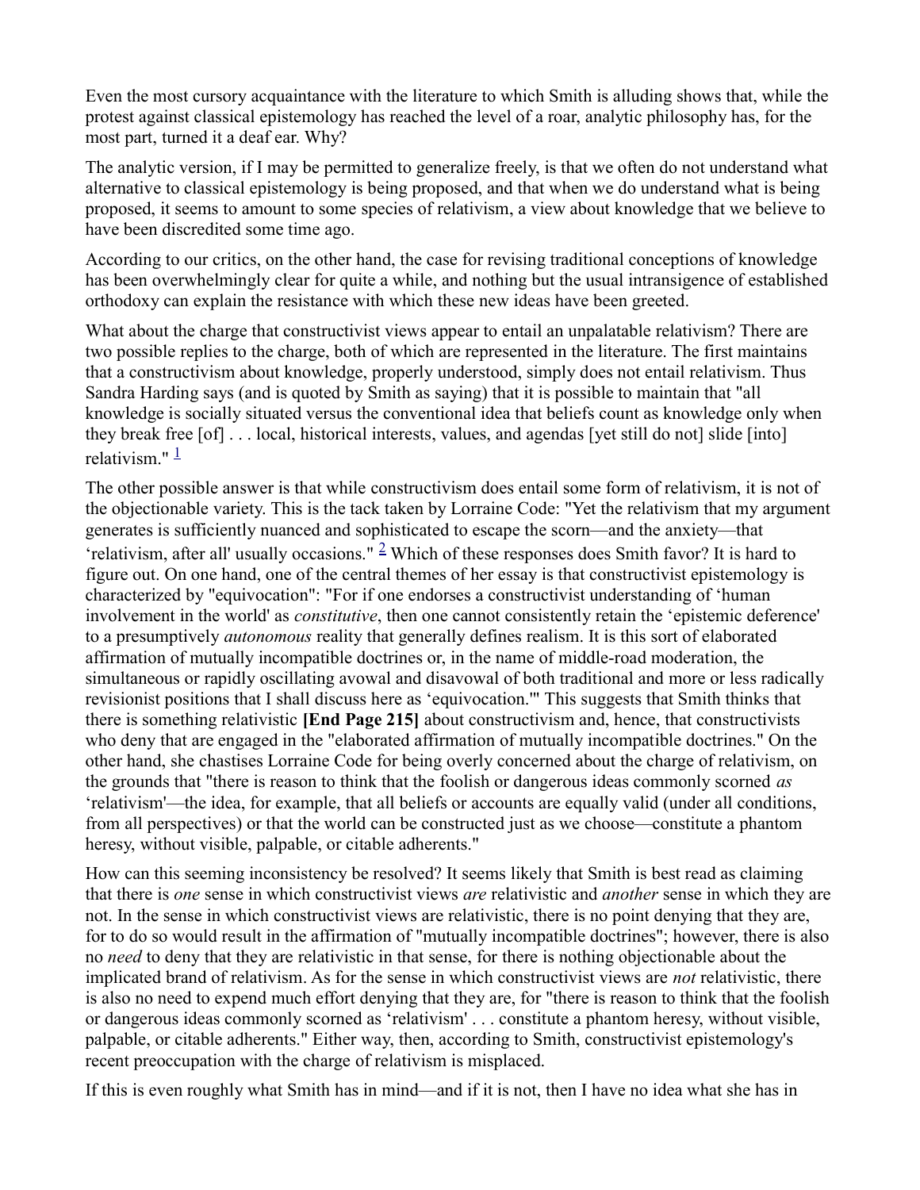Even the most cursory acquaintance with the literature to which Smith is alluding shows that, while the protest against classical epistemology has reached the level of a roar, analytic philosophy has, for the most part, turned it a deaf ear. Why?

The analytic version, if I may be permitted to generalize freely, is that we often do not understand what alternative to classical epistemology is being proposed, and that when we do understand what is being proposed, it seems to amount to some species of relativism, a view about knowledge that we believe to have been discredited some time ago.

According to our critics, on the other hand, the case for revising traditional conceptions of knowledge has been overwhelmingly clear for quite a while, and nothing but the usual intransigence of established orthodoxy can explain the resistance with which these new ideas have been greeted.

What about the charge that constructivist views appear to entail an unpalatable relativism? There are two possible replies to the charge, both of which are represented in the literature. The first maintains that a constructivism about knowledge, properly understood, simply does not entail relativism. Thus Sandra Harding says (and is quoted by Smith as saying) that it is possible to maintain that "all knowledge is socially situated versus the conventional idea that beliefs count as knowledge only when they break free [of] . . . local, historical interests, values, and agendas [yet still do not] slide [into] relativism." [1]

The other possible answer is that while constructivism does entail some form of relativism, it is not of the objectionable variety. This is the tack taken by Lorraine Code: "Yet the relativism that my argument generates is sufficiently nuanced and sophisticated to escape the scorn—and the anxiety—that 'relativism, after all' usually occasions." [2] Which of these responses does Smith favor? It is hard to figure out. On one hand, one of the central themes of her essay is that constructivist epistemology is characterized by "equivocation": "For if one endorses a constructivist understanding of 'human involvement in the world' as *constitutive*, then one cannot consistently retain the 'epistemic deference' to a presumptively *autonomous* reality that generally defines realism. It is this sort of elaborated affirmation of mutually incompatible doctrines or, in the name of middle-road moderation, the simultaneous or rapidly oscillating avowal and disavowal of both traditional and more or less radically revisionist positions that I shall discuss here as 'equivocation.'" This suggests that Smith thinks that there is something relativistic **[End Page 215]** about constructivism and, hence, that constructivists who deny that are engaged in the "elaborated affirmation of mutually incompatible doctrines." On the other hand, she chastises Lorraine Code for being overly concerned about the charge of relativism, on the grounds that "there is reason to think that the foolish or dangerous ideas commonly scorned *as* 'relativism'—the idea, for example, that all beliefs or accounts are equally valid (under all conditions, from all perspectives) or that the world can be constructed just as we choose—constitute a phantom heresy, without visible, palpable, or citable adherents."

How can this seeming inconsistency be resolved? It seems likely that Smith is best read as claiming that there is *one* sense in which constructivist views *are* relativistic and *another* sense in which they are not. In the sense in which constructivist views are relativistic, there is no point denying that they are, for to do so would result in the affirmation of "mutually incompatible doctrines"; however, there is also no *need* to deny that they are relativistic in that sense, for there is nothing objectionable about the implicated brand of relativism. As for the sense in which constructivist views are *not* relativistic, there is also no need to expend much effort denying that they are, for "there is reason to think that the foolish or dangerous ideas commonly scorned as 'relativism' . . . constitute a phantom heresy, without visible, palpable, or citable adherents." Either way, then, according to Smith, constructivist epistemology's recent preoccupation with the charge of relativism is misplaced.

If this is even roughly what Smith has in mind—and if it is not, then I have no idea what she has in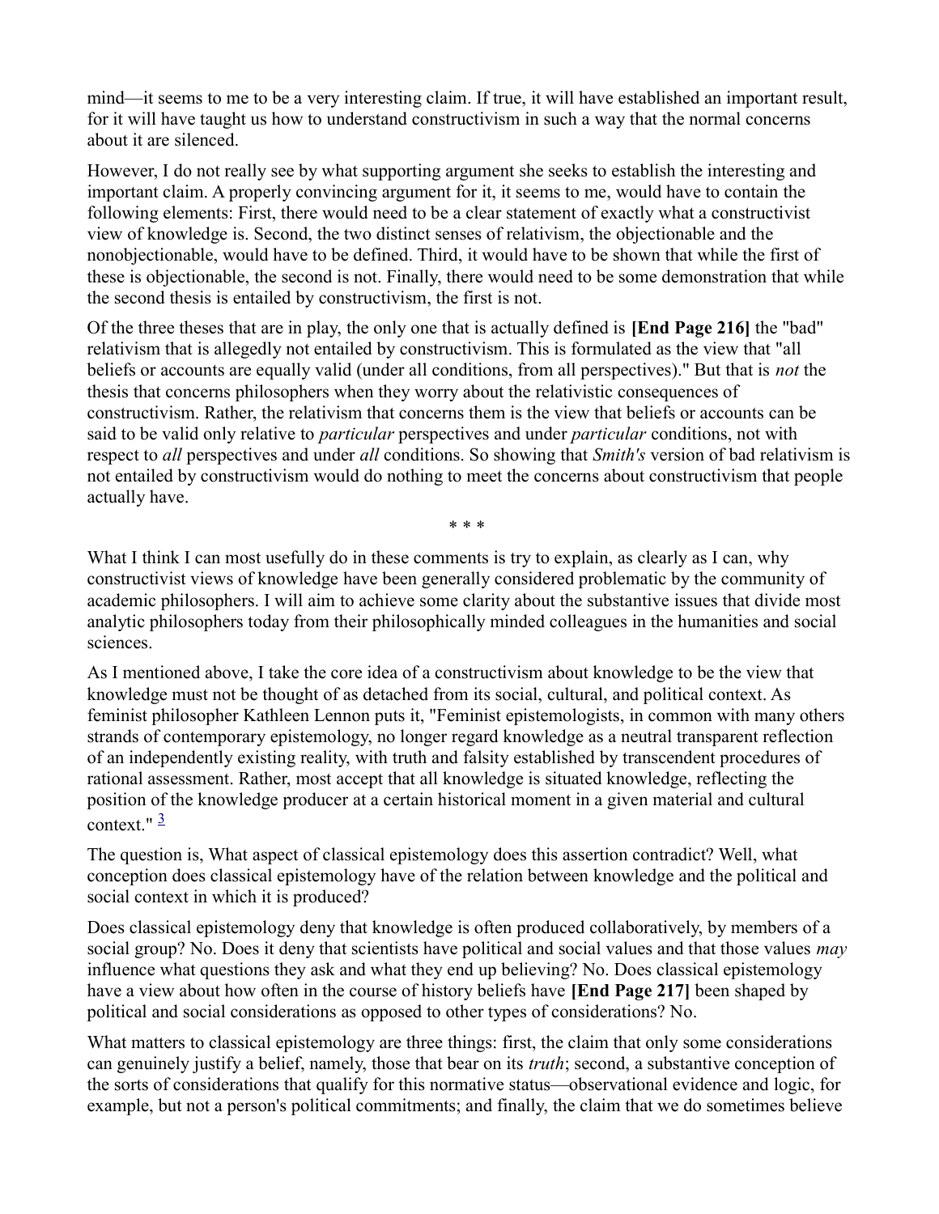mind—it seems to me to be a very interesting claim. If true, it will have established an important result, for it will have taught us how to understand constructivism in such a way that the normal concerns about it are silenced.

However, I do not really see by what supporting argument she seeks to establish the interesting and important claim. A properly convincing argument for it, it seems to me, would have to contain the following elements: First, there would need to be a clear statement of exactly what a constructivist view of knowledge is. Second, the two distinct senses of relativism, the objectionable and the nonobjectionable, would have to be defined. Third, it would have to be shown that while the first of these is objectionable, the second is not. Finally, there would need to be some demonstration that while the second thesis is entailed by constructivism, the first is not.

Of the three theses that are in play, the only one that is actually defined is **[End Page 216]** the "bad" relativism that is allegedly not entailed by constructivism. This is formulated as the view that "all beliefs or accounts are equally valid (under all conditions, from all perspectives)." But that is *not* the thesis that concerns philosophers when they worry about the relativistic consequences of constructivism. Rather, the relativism that concerns them is the view that beliefs or accounts can be said to be valid only relative to *particular* perspectives and under *particular* conditions, not with respect to *all* perspectives and under *all* conditions. So showing that *Smith's* version of bad relativism is not entailed by constructivism would do nothing to meet the concerns about constructivism that people actually have.

\* \* \*

What I think I can most usefully do in these comments is try to explain, as clearly as I can, why constructivist views of knowledge have been generally considered problematic by the community of academic philosophers. I will aim to achieve some clarity about the substantive issues that divide most analytic philosophers today from their philosophically minded colleagues in the humanities and social sciences.

As I mentioned above, I take the core idea of a constructivism about knowledge to be the view that knowledge must not be thought of as detached from its social, cultural, and political context. As feminist philosopher Kathleen Lennon puts it, "Feminist epistemologists, in common with many others strands of contemporary epistemology, no longer regard knowledge as a neutral transparent reflection of an independently existing reality, with truth and falsity established by transcendent procedures of rational assessment. Rather, most accept that all knowledge is situated knowledge, reflecting the position of the knowledge producer at a certain historical moment in a given material and cultural context." [3]

The question is, What aspect of classical epistemology does this assertion contradict? Well, what conception does classical epistemology have of the relation between knowledge and the political and social context in which it is produced?

Does classical epistemology deny that knowledge is often produced collaboratively, by members of a social group? No. Does it deny that scientists have political and social values and that those values *may* influence what questions they ask and what they end up believing? No. Does classical epistemology have a view about how often in the course of history beliefs have **[End Page 217]** been shaped by political and social considerations as opposed to other types of considerations? No.

What matters to classical epistemology are three things: first, the claim that only some considerations can genuinely justify a belief, namely, those that bear on its *truth*; second, a substantive conception of the sorts of considerations that qualify for this normative status—observational evidence and logic, for example, but not a person's political commitments; and finally, the claim that we do sometimes believe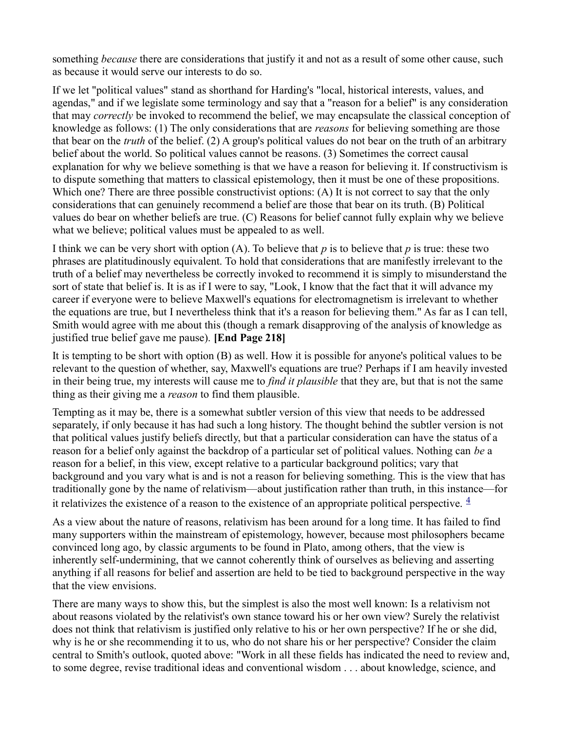something *because* there are considerations that justify it and not as a result of some other cause, such as because it would serve our interests to do so.

If we let "political values" stand as shorthand for Harding's "local, historical interests, values, and agendas," and if we legislate some terminology and say that a "reason for a belief" is any consideration that may *correctly* be invoked to recommend the belief, we may encapsulate the classical conception of knowledge as follows: (1) The only considerations that are *reasons* for believing something are those that bear on the *truth* of the belief. (2) A group's political values do not bear on the truth of an arbitrary belief about the world. So political values cannot be reasons. (3) Sometimes the correct causal explanation for why we believe something is that we have a reason for believing it. If constructivism is to dispute something that matters to classical epistemology, then it must be one of these propositions. Which one? There are three possible constructivist options: (A) It is not correct to say that the only considerations that can genuinely recommend a belief are those that bear on its truth. (B) Political values do bear on whether beliefs are true. (C) Reasons for belief cannot fully explain why we believe what we believe; political values must be appealed to as well.

I think we can be very short with option (A). To believe that *p* is to believe that *p* is true: these two phrases are platitudinously equivalent. To hold that considerations that are manifestly irrelevant to the truth of a belief may nevertheless be correctly invoked to recommend it is simply to misunderstand the sort of state that belief is. It is as if I were to say, "Look, I know that the fact that it will advance my career if everyone were to believe Maxwell's equations for electromagnetism is irrelevant to whether the equations are true, but I nevertheless think that it's a reason for believing them." As far as I can tell, Smith would agree with me about this (though a remark disapproving of the analysis of knowledge as justified true belief gave me pause). **[End Page 218]**

It is tempting to be short with option (B) as well. How it is possible for anyone's political values to be relevant to the question of whether, say, Maxwell's equations are true? Perhaps if I am heavily invested in their being true, my interests will cause me to *find it plausible* that they are, but that is not the same thing as their giving me a *reason* to find them plausible.

Tempting as it may be, there is a somewhat subtler version of this view that needs to be addressed separately, if only because it has had such a long history. The thought behind the subtler version is not that political values justify beliefs directly, but that a particular consideration can have the status of a reason for a belief only against the backdrop of a particular set of political values. Nothing can *be* a reason for a belief, in this view, except relative to a particular background politics; vary that background and you vary what is and is not a reason for believing something. This is the view that has traditionally gone by the name of relativism—about justification rather than truth, in this instance—for it relativizes the existence of a reason to the existence of an appropriate political perspective. [4]

As a view about the nature of reasons, relativism has been around for a long time. It has failed to find many supporters within the mainstream of epistemology, however, because most philosophers became convinced long ago, by classic arguments to be found in Plato, among others, that the view is inherently self-undermining, that we cannot coherently think of ourselves as believing and asserting anything if all reasons for belief and assertion are held to be tied to background perspective in the way that the view envisions.

There are many ways to show this, but the simplest is also the most well known: Is a relativism not about reasons violated by the relativist's own stance toward his or her own view? Surely the relativist does not think that relativism is justified only relative to his or her own perspective? If he or she did, why is he or she recommending it to us, who do not share his or her perspective? Consider the claim central to Smith's outlook, quoted above: "Work in all these fields has indicated the need to review and, to some degree, revise traditional ideas and conventional wisdom . . . about knowledge, science, and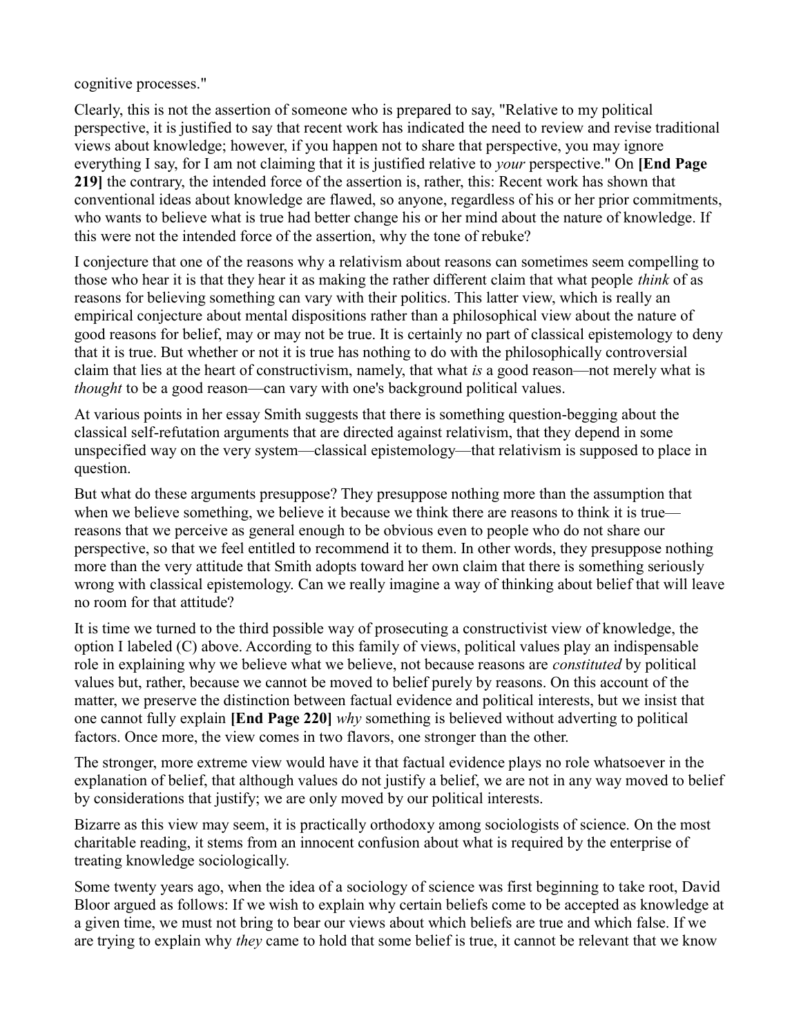cognitive processes."

Clearly, this is not the assertion of someone who is prepared to say, "Relative to my political perspective, it is justified to say that recent work has indicated the need to review and revise traditional views about knowledge; however, if you happen not to share that perspective, you may ignore everything I say, for I am not claiming that it is justified relative to *your* perspective." On **[End Page 219]** the contrary, the intended force of the assertion is, rather, this: Recent work has shown that conventional ideas about knowledge are flawed, so anyone, regardless of his or her prior commitments, who wants to believe what is true had better change his or her mind about the nature of knowledge. If this were not the intended force of the assertion, why the tone of rebuke?

I conjecture that one of the reasons why a relativism about reasons can sometimes seem compelling to those who hear it is that they hear it as making the rather different claim that what people *think* of as reasons for believing something can vary with their politics. This latter view, which is really an empirical conjecture about mental dispositions rather than a philosophical view about the nature of good reasons for belief, may or may not be true. It is certainly no part of classical epistemology to deny that it is true. But whether or not it is true has nothing to do with the philosophically controversial claim that lies at the heart of constructivism, namely, that what *is* a good reason—not merely what is *thought* to be a good reason—can vary with one's background political values.

At various points in her essay Smith suggests that there is something question-begging about the classical self-refutation arguments that are directed against relativism, that they depend in some unspecified way on the very system—classical epistemology—that relativism is supposed to place in question.

But what do these arguments presuppose? They presuppose nothing more than the assumption that when we believe something, we believe it because we think there are reasons to think it is true—reasons that we perceive as general enough to be obvious even to people who do not share our perspective, so that we feel entitled to recommend it to them. In other words, they presuppose nothing more than the very attitude that Smith adopts toward her own claim that there is something seriously wrong with classical epistemology. Can we really imagine a way of thinking about belief that will leave no room for that attitude?

It is time we turned to the third possible way of prosecuting a constructivist view of knowledge, the option I labeled (C) above. According to this family of views, political values play an indispensable role in explaining why we believe what we believe, not because reasons are *constituted* by political values but, rather, because we cannot be moved to belief purely by reasons. On this account of the matter, we preserve the distinction between factual evidence and political interests, but we insist that one cannot fully explain **[End Page 220]** *why* something is believed without adverting to political factors. Once more, the view comes in two flavors, one stronger than the other.

The stronger, more extreme view would have it that factual evidence plays no role whatsoever in the explanation of belief, that although values do not justify a belief, we are not in any way moved to belief by considerations that justify; we are only moved by our political interests.

Bizarre as this view may seem, it is practically orthodoxy among sociologists of science. On the most charitable reading, it stems from an innocent confusion about what is required by the enterprise of treating knowledge sociologically.

Some twenty years ago, when the idea of a sociology of science was first beginning to take root, David Bloor argued as follows: If we wish to explain why certain beliefs come to be accepted as knowledge at a given time, we must not bring to bear our views about which beliefs are true and which false. If we are trying to explain why *they* came to hold that some belief is true, it cannot be relevant that we know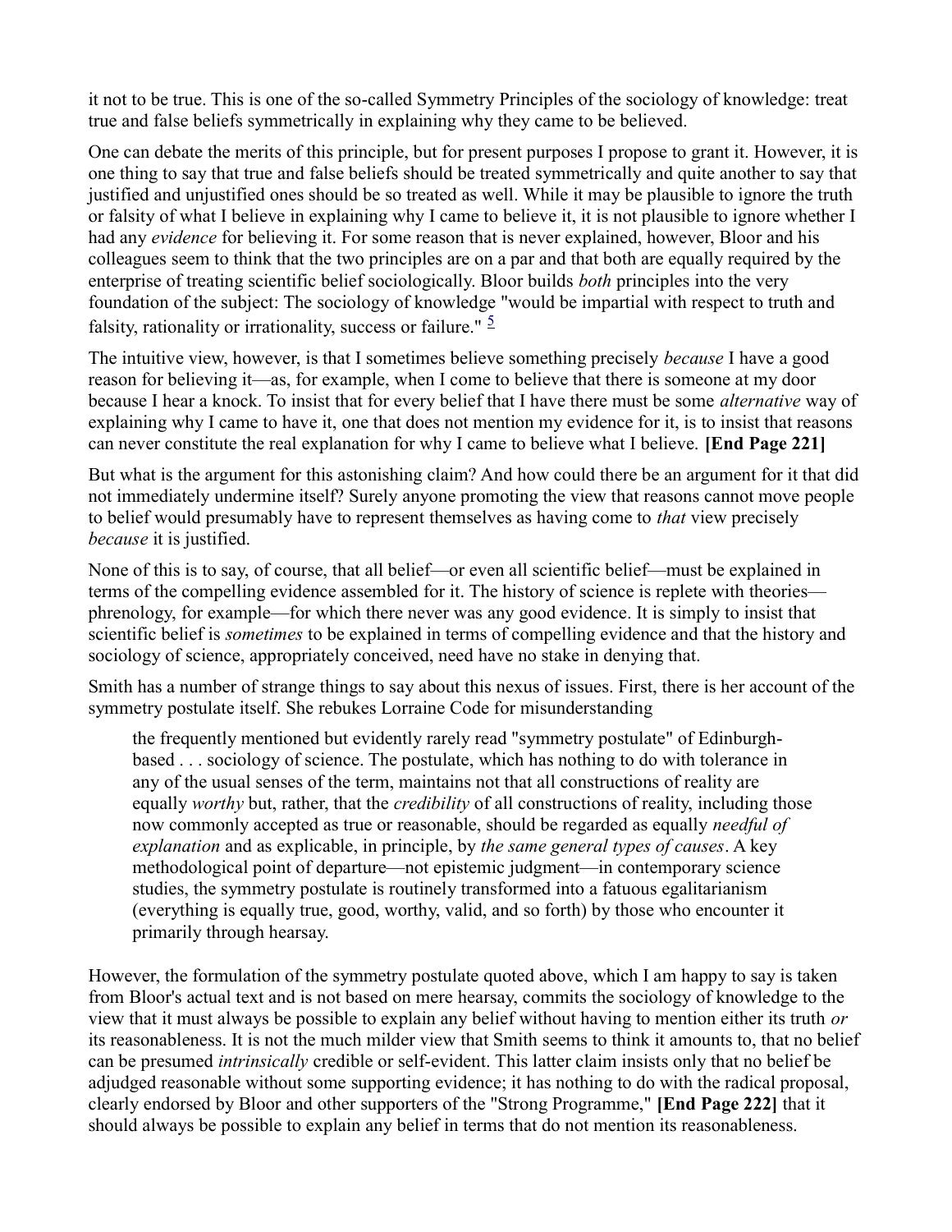it not to be true. This is one of the so-called Symmetry Principles of the sociology of knowledge: treat true and false beliefs symmetrically in explaining why they came to be believed.

One can debate the merits of this principle, but for present purposes I propose to grant it. However, it is one thing to say that true and false beliefs should be treated symmetrically and quite another to say that justified and unjustified ones should be so treated as well. While it may be plausible to ignore the truth or falsity of what I believe in explaining why I came to believe it, it is not plausible to ignore whether I had any *evidence* for believing it. For some reason that is never explained, however, Bloor and his colleagues seem to think that the two principles are on a par and that both are equally required by the enterprise of treating scientific belief sociologically. Bloor builds *both* principles into the very foundation of the subject: The sociology of knowledge "would be impartial with respect to truth and falsity, rationality or irrationality, success or failure." [5]

The intuitive view, however, is that I sometimes believe something precisely *because* I have a good reason for believing it—as, for example, when I come to believe that there is someone at my door because I hear a knock. To insist that for every belief that I have there must be some *alternative* way of explaining why I came to have it, one that does not mention my evidence for it, is to insist that reasons can never constitute the real explanation for why I came to believe what I believe. **[End Page 221]**

But what is the argument for this astonishing claim? And how could there be an argument for it that did not immediately undermine itself? Surely anyone promoting the view that reasons cannot move people to belief would presumably have to represent themselves as having come to *that* view precisely *because* it is justified.

None of this is to say, of course, that all belief—or even all scientific belief—must be explained in terms of the compelling evidence assembled for it. The history of science is replete with theories—phrenology, for example—for which there never was any good evidence. It is simply to insist that scientific belief is *sometimes* to be explained in terms of compelling evidence and that the history and sociology of science, appropriately conceived, need have no stake in denying that.

Smith has a number of strange things to say about this nexus of issues. First, there is her account of the symmetry postulate itself. She rebukes Lorraine Code for misunderstanding

> the frequently mentioned but evidently rarely read "symmetry postulate" of Edinburgh-based . . . sociology of science. The postulate, which has nothing to do with tolerance in any of the usual senses of the term, maintains not that all constructions of reality are equally *worthy* but, rather, that the *credibility* of all constructions of reality, including those now commonly accepted as true or reasonable, should be regarded as equally *needful of explanation* and as explicable, in principle, by *the same general types of causes*. A key methodological point of departure—not epistemic judgment—in contemporary science studies, the symmetry postulate is routinely transformed into a fatuous egalitarianism (everything is equally true, good, worthy, valid, and so forth) by those who encounter it primarily through hearsay.

However, the formulation of the symmetry postulate quoted above, which I am happy to say is taken from Bloor's actual text and is not based on mere hearsay, commits the sociology of knowledge to the view that it must always be possible to explain any belief without having to mention either its truth *or* its reasonableness. It is not the much milder view that Smith seems to think it amounts to, that no belief can be presumed *intrinsically* credible or self-evident. This latter claim insists only that no belief be adjudged reasonable without some supporting evidence; it has nothing to do with the radical proposal, clearly endorsed by Bloor and other supporters of the "Strong Programme," **[End Page 222]** that it should always be possible to explain any belief in terms that do not mention its reasonableness.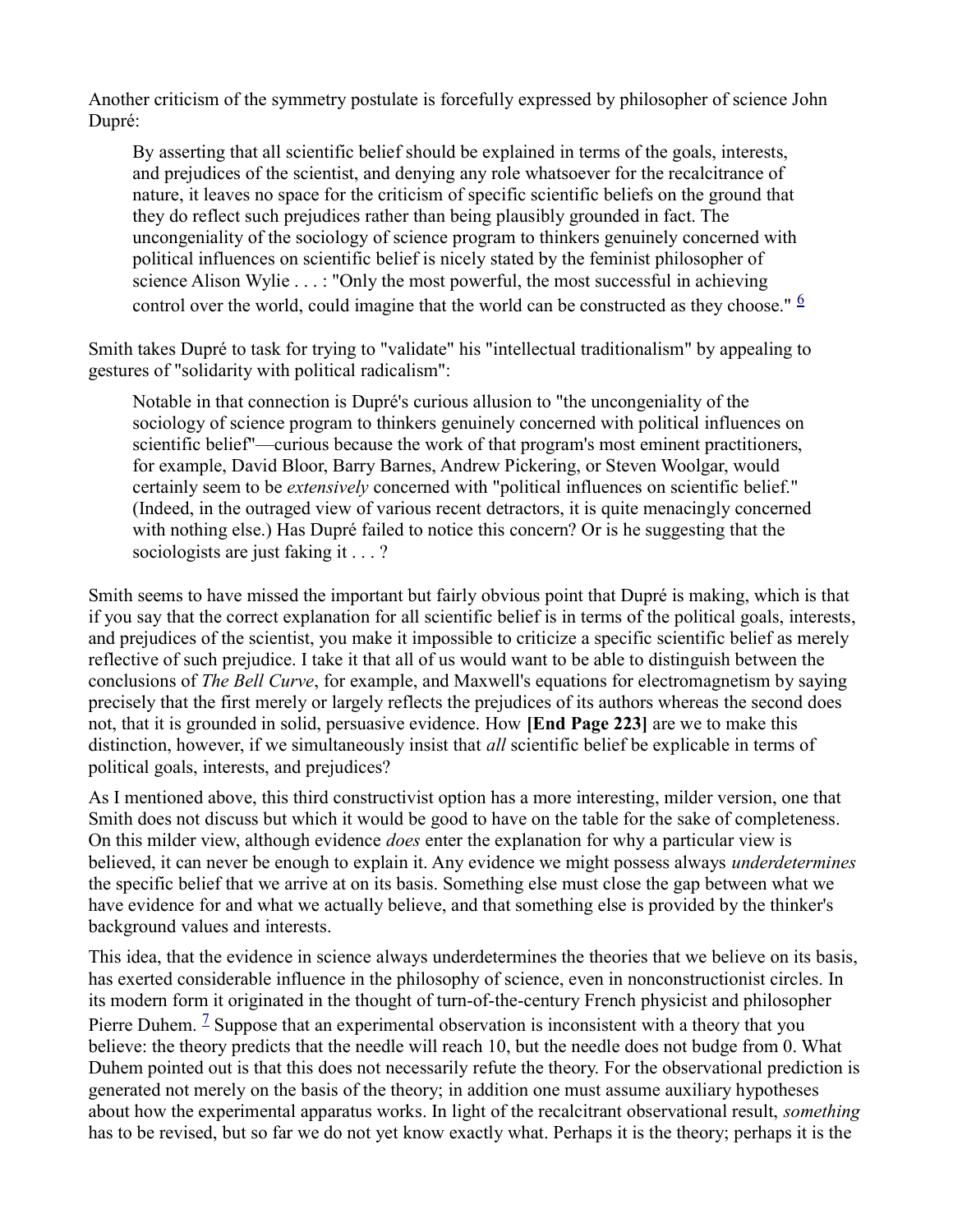Another criticism of the symmetry postulate is forcefully expressed by philosopher of science John Dupré:

> By asserting that all scientific belief should be explained in terms of the goals, interests, and prejudices of the scientist, and denying any role whatsoever for the recalcitrance of nature, it leaves no space for the criticism of specific scientific beliefs on the ground that they do reflect such prejudices rather than being plausibly grounded in fact. The uncongeniality of the sociology of science program to thinkers genuinely concerned with political influences on scientific belief is nicely stated by the feminist philosopher of science Alison Wylie . . . : "Only the most powerful, the most successful in achieving control over the world, could imagine that the world can be constructed as they choose." [6]

Smith takes Dupré to task for trying to "validate" his "intellectual traditionalism" by appealing to gestures of "solidarity with political radicalism":

> Notable in that connection is Dupré's curious allusion to "the uncongeniality of the sociology of science program to thinkers genuinely concerned with political influences on scientific belief"—curious because the work of that program's most eminent practitioners, for example, David Bloor, Barry Barnes, Andrew Pickering, or Steven Woolgar, would certainly seem to be *extensively* concerned with "political influences on scientific belief." (Indeed, in the outraged view of various recent detractors, it is quite menacingly concerned with nothing else.) Has Dupré failed to notice this concern? Or is he suggesting that the sociologists are just faking it . . . ?

Smith seems to have missed the important but fairly obvious point that Dupré is making, which is that if you say that the correct explanation for all scientific belief is in terms of the political goals, interests, and prejudices of the scientist, you make it impossible to criticize a specific scientific belief as merely reflective of such prejudice. I take it that all of us would want to be able to distinguish between the conclusions of *The Bell Curve*, for example, and Maxwell's equations for electromagnetism by saying precisely that the first merely or largely reflects the prejudices of its authors whereas the second does not, that it is grounded in solid, persuasive evidence. How **[End Page 223]** are we to make this distinction, however, if we simultaneously insist that *all* scientific belief be explicable in terms of political goals, interests, and prejudices?

As I mentioned above, this third constructivist option has a more interesting, milder version, one that Smith does not discuss but which it would be good to have on the table for the sake of completeness. On this milder view, although evidence *does* enter the explanation for why a particular view is believed, it can never be enough to explain it. Any evidence we might possess always *underdetermines* the specific belief that we arrive at on its basis. Something else must close the gap between what we have evidence for and what we actually believe, and that something else is provided by the thinker's background values and interests.

This idea, that the evidence in science always underdetermines the theories that we believe on its basis, has exerted considerable influence in the philosophy of science, even in nonconstructionist circles. In its modern form it originated in the thought of turn-of-the-century French physicist and philosopher Pierre Duhem. [7] Suppose that an experimental observation is inconsistent with a theory that you believe: the theory predicts that the needle will reach 10, but the needle does not budge from 0. What Duhem pointed out is that this does not necessarily refute the theory. For the observational prediction is generated not merely on the basis of the theory; in addition one must assume auxiliary hypotheses about how the experimental apparatus works. In light of the recalcitrant observational result, *something* has to be revised, but so far we do not yet know exactly what. Perhaps it is the theory; perhaps it is the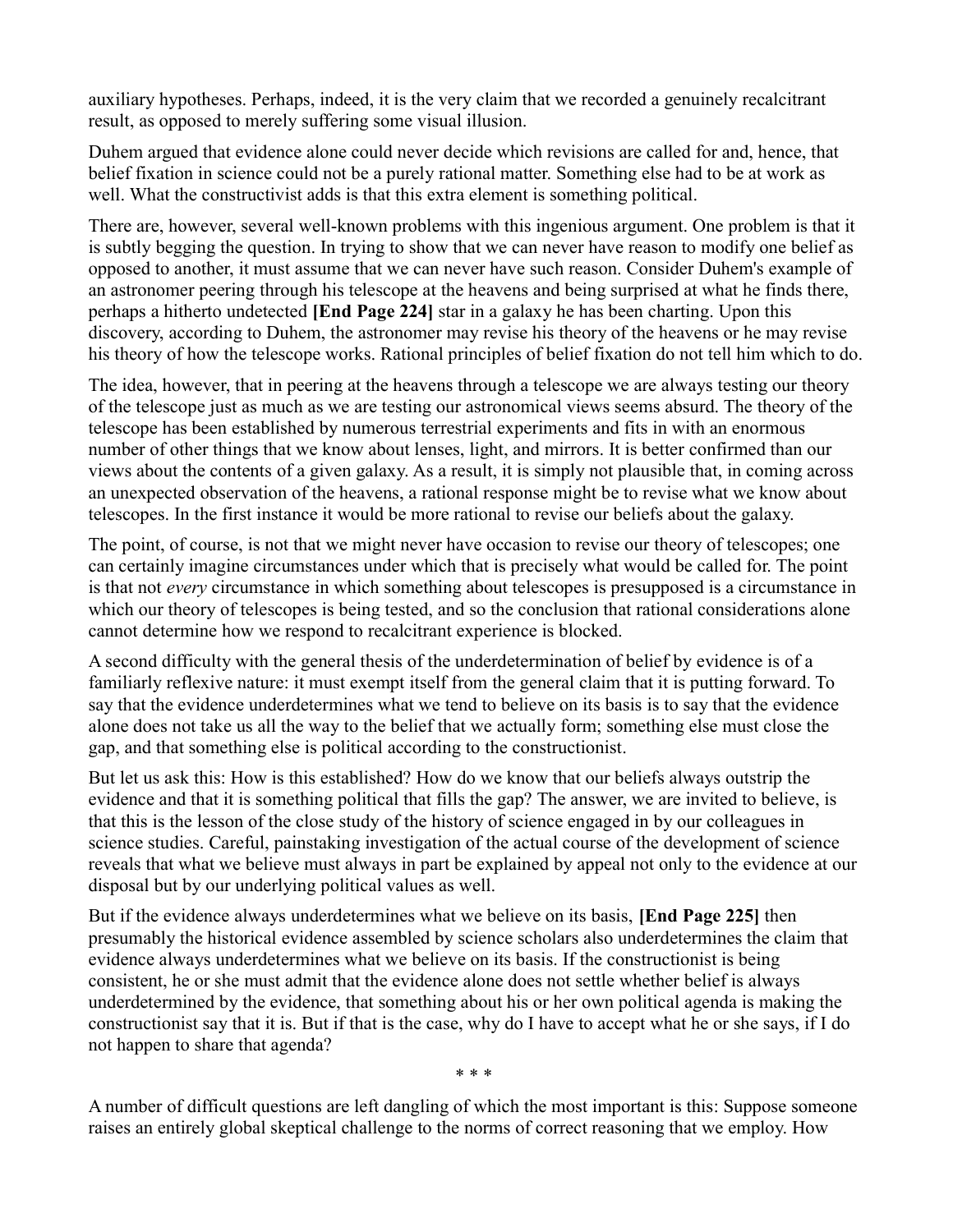auxiliary hypotheses. Perhaps, indeed, it is the very claim that we recorded a genuinely recalcitrant result, as opposed to merely suffering some visual illusion.

Duhem argued that evidence alone could never decide which revisions are called for and, hence, that belief fixation in science could not be a purely rational matter. Something else had to be at work as well. What the constructivist adds is that this extra element is something political.

There are, however, several well-known problems with this ingenious argument. One problem is that it is subtly begging the question. In trying to show that we can never have reason to modify one belief as opposed to another, it must assume that we can never have such reason. Consider Duhem's example of an astronomer peering through his telescope at the heavens and being surprised at what he finds there, perhaps a hitherto undetected **[End Page 224]** star in a galaxy he has been charting. Upon this discovery, according to Duhem, the astronomer may revise his theory of the heavens or he may revise his theory of how the telescope works. Rational principles of belief fixation do not tell him which to do.

The idea, however, that in peering at the heavens through a telescope we are always testing our theory of the telescope just as much as we are testing our astronomical views seems absurd. The theory of the telescope has been established by numerous terrestrial experiments and fits in with an enormous number of other things that we know about lenses, light, and mirrors. It is better confirmed than our views about the contents of a given galaxy. As a result, it is simply not plausible that, in coming across an unexpected observation of the heavens, a rational response might be to revise what we know about telescopes. In the first instance it would be more rational to revise our beliefs about the galaxy.

The point, of course, is not that we might never have occasion to revise our theory of telescopes; one can certainly imagine circumstances under which that is precisely what would be called for. The point is that not *every* circumstance in which something about telescopes is presupposed is a circumstance in which our theory of telescopes is being tested, and so the conclusion that rational considerations alone cannot determine how we respond to recalcitrant experience is blocked.

A second difficulty with the general thesis of the underdetermination of belief by evidence is of a familiarly reflexive nature: it must exempt itself from the general claim that it is putting forward. To say that the evidence underdetermines what we tend to believe on its basis is to say that the evidence alone does not take us all the way to the belief that we actually form; something else must close the gap, and that something else is political according to the constructionist.

But let us ask this: How is this established? How do we know that our beliefs always outstrip the evidence and that it is something political that fills the gap? The answer, we are invited to believe, is that this is the lesson of the close study of the history of science engaged in by our colleagues in science studies. Careful, painstaking investigation of the actual course of the development of science reveals that what we believe must always in part be explained by appeal not only to the evidence at our disposal but by our underlying political values as well.

But if the evidence always underdetermines what we believe on its basis, **[End Page 225]** then presumably the historical evidence assembled by science scholars also underdetermines the claim that evidence always underdetermines what we believe on its basis. If the constructionist is being consistent, he or she must admit that the evidence alone does not settle whether belief is always underdetermined by the evidence, that something about his or her own political agenda is making the constructionist say that it is. But if that is the case, why do I have to accept what he or she says, if I do not happen to share that agenda?

\* \* \*

A number of difficult questions are left dangling of which the most important is this: Suppose someone raises an entirely global skeptical challenge to the norms of correct reasoning that we employ. How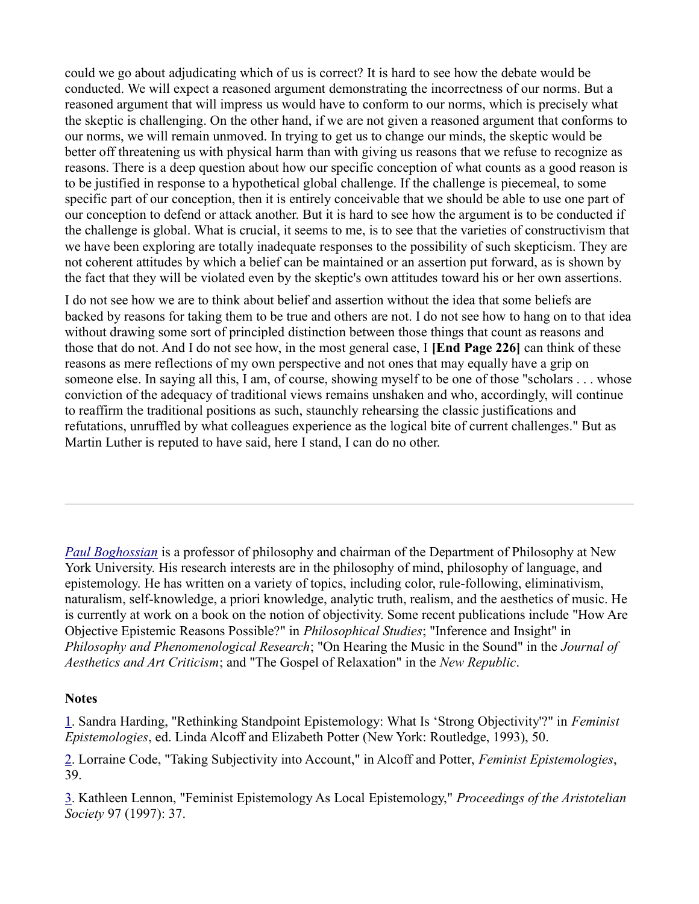could we go about adjudicating which of us is correct? It is hard to see how the debate would be conducted. We will expect a reasoned argument demonstrating the incorrectness of our norms. But a reasoned argument that will impress us would have to conform to our norms, which is precisely what the skeptic is challenging. On the other hand, if we are not given a reasoned argument that conforms to our norms, we will remain unmoved. In trying to get us to change our minds, the skeptic would be better off threatening us with physical harm than with giving us reasons that we refuse to recognize as reasons. There is a deep question about how our specific conception of what counts as a good reason is to be justified in response to a hypothetical global challenge. If the challenge is piecemeal, to some specific part of our conception, then it is entirely conceivable that we should be able to use one part of our conception to defend or attack another. But it is hard to see how the argument is to be conducted if the challenge is global. What is crucial, it seems to me, is to see that the varieties of constructivism that we have been exploring are totally inadequate responses to the possibility of such skepticism. They are not coherent attitudes by which a belief can be maintained or an assertion put forward, as is shown by the fact that they will be violated even by the skeptic's own attitudes toward his or her own assertions.

I do not see how we are to think about belief and assertion without the idea that some beliefs are backed by reasons for taking them to be true and others are not. I do not see how to hang on to that idea without drawing some sort of principled distinction between those things that count as reasons and those that do not. And I do not see how, in the most general case, I **[End Page 226]** can think of these reasons as mere reflections of my own perspective and not ones that may equally have a grip on someone else. In saying all this, I am, of course, showing myself to be one of those "scholars . . . whose conviction of the adequacy of traditional views remains unshaken and who, accordingly, will continue to reaffirm the traditional positions as such, staunchly rehearsing the classic justifications and refutations, unruffled by what colleagues experience as the logical bite of current challenges." But as Martin Luther is reputed to have said, here I stand, I can do no other.

---

*Paul Boghossian* is a professor of philosophy and chairman of the Department of Philosophy at New York University. His research interests are in the philosophy of mind, philosophy of language, and epistemology. He has written on a variety of topics, including color, rule-following, eliminativism, naturalism, self-knowledge, a priori knowledge, analytic truth, realism, and the aesthetics of music. He is currently at work on a book on the notion of objectivity. Some recent publications include "How Are Objective Epistemic Reasons Possible?" in *Philosophical Studies*; "Inference and Insight" in *Philosophy and Phenomenological Research*; "On Hearing the Music in the Sound" in the *Journal of Aesthetics and Art Criticism*; and "The Gospel of Relaxation" in the *New Republic*.

**Notes**

1. Sandra Harding, "Rethinking Standpoint Epistemology: What Is 'Strong Objectivity'?" in *Feminist Epistemologies*, ed. Linda Alcoff and Elizabeth Potter (New York: Routledge, 1993), 50.

2. Lorraine Code, "Taking Subjectivity into Account," in Alcoff and Potter, *Feminist Epistemologies*, 39.

3. Kathleen Lennon, "Feminist Epistemology As Local Epistemology," *Proceedings of the Aristotelian Society* 97 (1997): 37.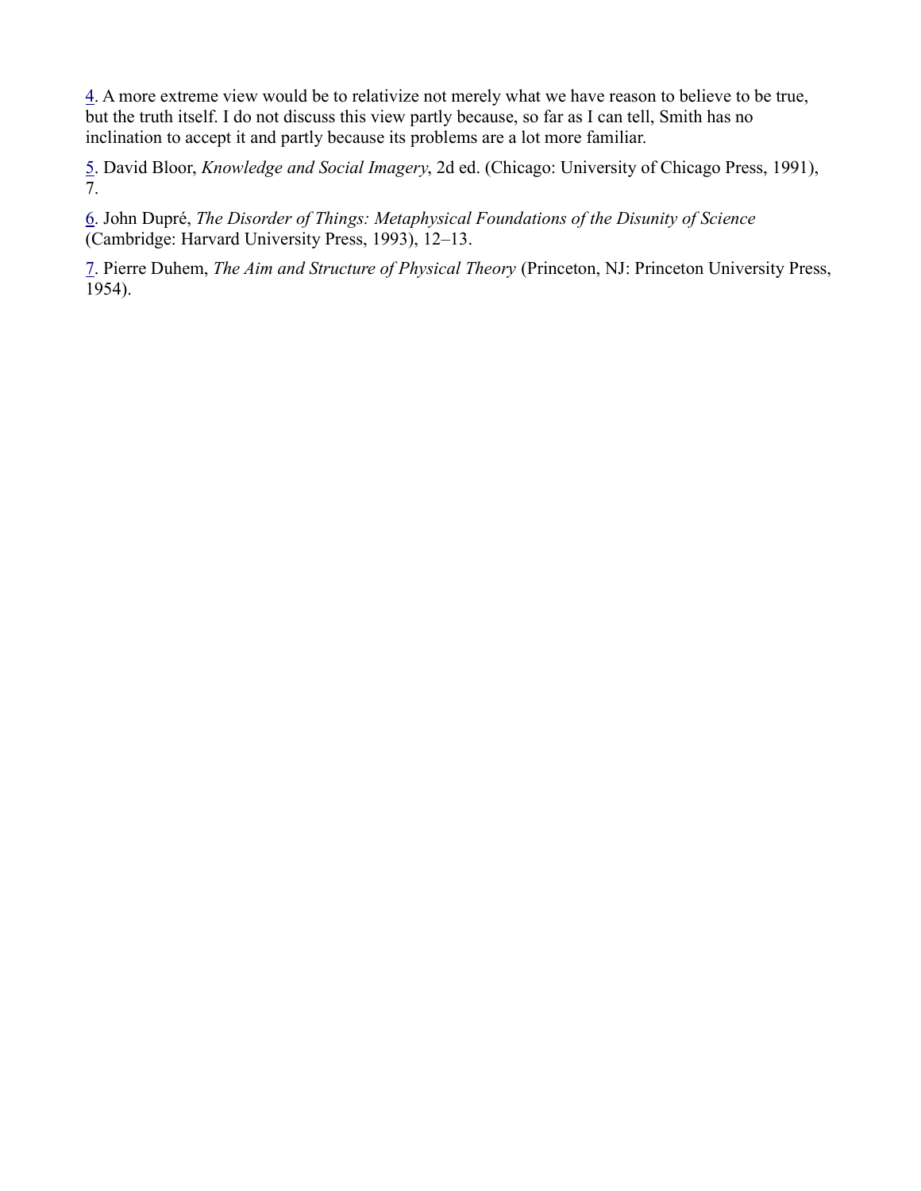4. A more extreme view would be to relativize not merely what we have reason to believe to be true, but the truth itself. I do not discuss this view partly because, so far as I can tell, Smith has no inclination to accept it and partly because its problems are a lot more familiar.

5. David Bloor, *Knowledge and Social Imagery*, 2d ed. (Chicago: University of Chicago Press, 1991), 7.

6. John Dupré, *The Disorder of Things: Metaphysical Foundations of the Disunity of Science* (Cambridge: Harvard University Press, 1993), 12–13.

7. Pierre Duhem, *The Aim and Structure of Physical Theory* (Princeton, NJ: Princeton University Press, 1954).